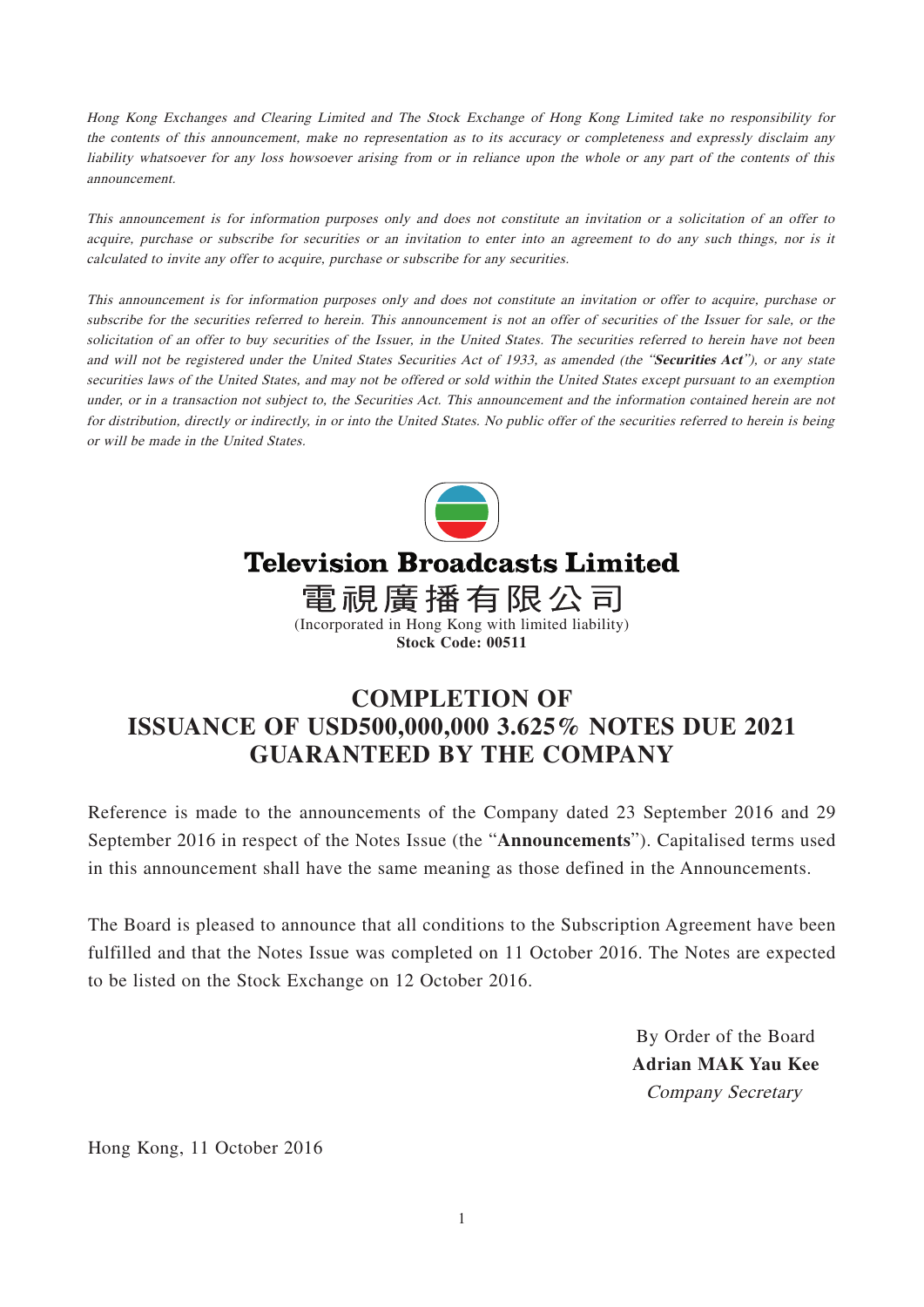*Hong Kong Exchanges and Clearing Limited and The Stock Exchange of Hong Kong Limited take no responsibility for the contents of this announcement, make no representation as to its accuracy or completeness and expressly disclaim any liability whatsoever for any loss howsoever arising from or in reliance upon the whole or any part of the contents of this announcement.*

*This announcement is for information purposes only and does not constitute an invitation or a solicitation of an offer to acquire, purchase or subscribe for securities or an invitation to enter into an agreement to do any such things, nor is it calculated to invite any offer to acquire, purchase or subscribe for any securities.*

*This announcement is for information purposes only and does not constitute an invitation or offer to acquire, purchase or subscribe for the securities referred to herein. This announcement is not an offer of securities of the Issuer for sale, or the solicitation of an offer to buy securities of the Issuer, in the United States. The securities referred to herein have not been and will not be registered under the United States Securities Act of 1933, as amended (the "**Securities Act**"), or any state securities laws of the United States, and may not be offered or sold within the United States except pursuant to an exemption under, or in a transaction not subject to, the Securities Act. This announcement and the information contained herein are not for distribution, directly or indirectly, in or into the United States. No public offer of the securities referred to herein is being or will be made in the United States.*

**Television Broadcasts Limited**

**電視廣播有限公司**

(Incorporated in Hong Kong with limited liability)

**Stock Code: 00511**

# COMPLETION OF ISSUANCE OF USD500,000,000 3.625% NOTES DUE 2021 GUARANTEED BY THE COMPANY

Reference is made to the announcements of the Company dated 23 September 2016 and 29 September 2016 in respect of the Notes Issue (the "**Announcements**"). Capitalised terms used in this announcement shall have the same meaning as those defined in the Announcements.

The Board is pleased to announce that all conditions to the Subscription Agreement have been fulfilled and that the Notes Issue was completed on 11 October 2016. The Notes are expected to be listed on the Stock Exchange on 12 October 2016.

By Order of the Board
**Adrian MAK Yau Kee**
*Company Secretary*

Hong Kong, 11 October 2016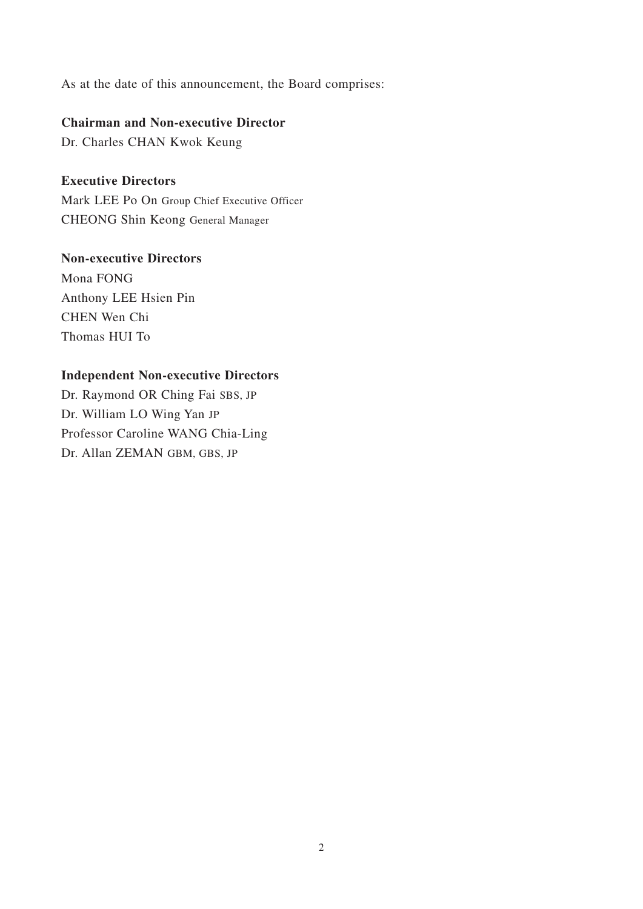As at the date of this announcement, the Board comprises:

**Chairman and Non-executive Director**
Dr. Charles CHAN Kwok Keung

**Executive Directors**
Mark LEE Po On Group Chief Executive Officer
CHEONG Shin Keong General Manager

**Non-executive Directors**
Mona FONG
Anthony LEE Hsien Pin
CHEN Wen Chi
Thomas HUI To

**Independent Non-executive Directors**
Dr. Raymond OR Ching Fai SBS, JP
Dr. William LO Wing Yan JP
Professor Caroline WANG Chia-Ling
Dr. Allan ZEMAN GBM, GBS, JP